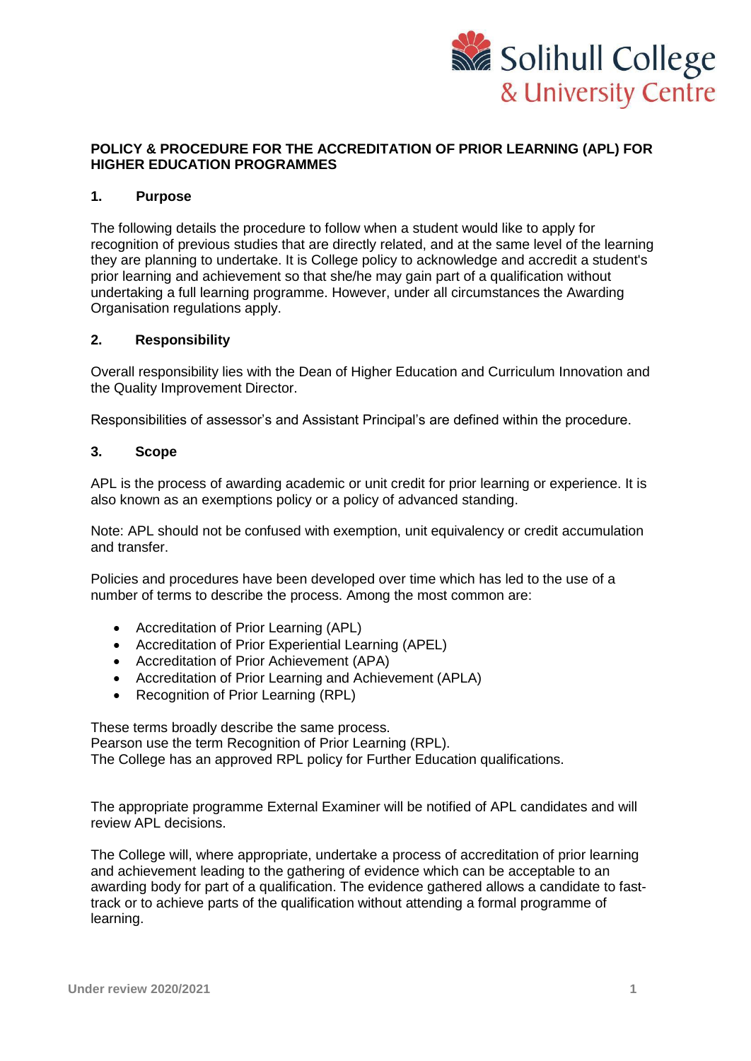Solihull College & University Centre

# POLICY & PROCEDURE FOR THE ACCREDITATION OF PRIOR LEARNING (APL) FOR HIGHER EDUCATION PROGRAMMES

## 1. Purpose

The following details the procedure to follow when a student would like to apply for recognition of previous studies that are directly related, and at the same level of the learning they are planning to undertake. It is College policy to acknowledge and accredit a student's prior learning and achievement so that she/he may gain part of a qualification without undertaking a full learning programme. However, under all circumstances the Awarding Organisation regulations apply.

## 2. Responsibility

Overall responsibility lies with the Dean of Higher Education and Curriculum Innovation and the Quality Improvement Director.

Responsibilities of assessor's and Assistant Principal's are defined within the procedure.

## 3. Scope

APL is the process of awarding academic or unit credit for prior learning or experience. It is also known as an exemptions policy or a policy of advanced standing.

Note: APL should not be confused with exemption, unit equivalency or credit accumulation and transfer.

Policies and procedures have been developed over time which has led to the use of a number of terms to describe the process. Among the most common are:

- Accreditation of Prior Learning (APL)
- Accreditation of Prior Experiential Learning (APEL)
- Accreditation of Prior Achievement (APA)
- Accreditation of Prior Learning and Achievement (APLA)
- Recognition of Prior Learning (RPL)

These terms broadly describe the same process.
Pearson use the term Recognition of Prior Learning (RPL).
The College has an approved RPL policy for Further Education qualifications.

The appropriate programme External Examiner will be notified of APL candidates and will review APL decisions.

The College will, where appropriate, undertake a process of accreditation of prior learning and achievement leading to the gathering of evidence which can be acceptable to an awarding body for part of a qualification. The evidence gathered allows a candidate to fast-track or to achieve parts of the qualification without attending a formal programme of learning.

Under review 2020/2021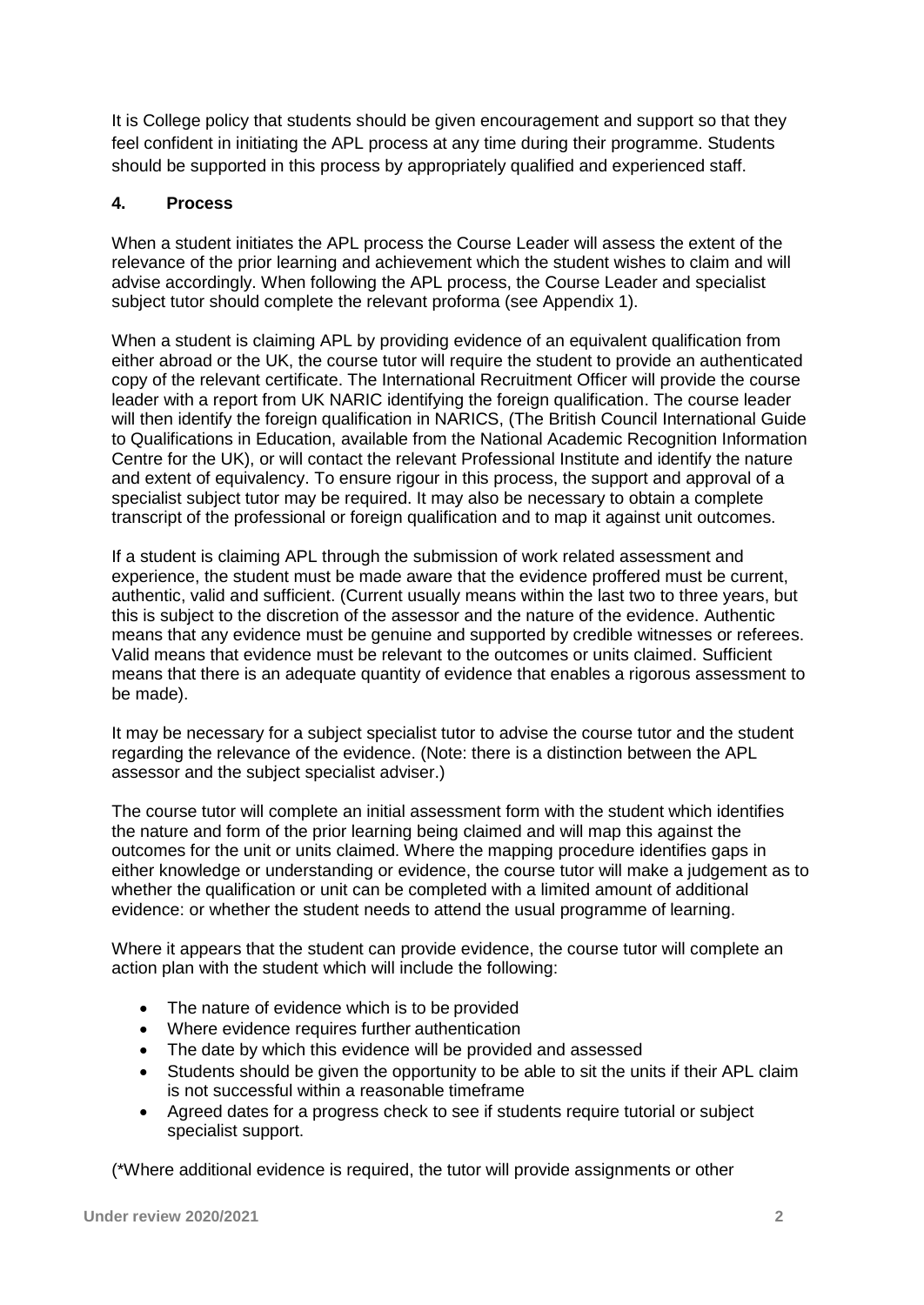It is College policy that students should be given encouragement and support so that they feel confident in initiating the APL process at any time during their programme. Students should be supported in this process by appropriately qualified and experienced staff.

## 4. Process

When a student initiates the APL process the Course Leader will assess the extent of the relevance of the prior learning and achievement which the student wishes to claim and will advise accordingly. When following the APL process, the Course Leader and specialist subject tutor should complete the relevant proforma (see Appendix 1).

When a student is claiming APL by providing evidence of an equivalent qualification from either abroad or the UK, the course tutor will require the student to provide an authenticated copy of the relevant certificate. The International Recruitment Officer will provide the course leader with a report from UK NARIC identifying the foreign qualification. The course leader will then identify the foreign qualification in NARICS, (The British Council International Guide to Qualifications in Education, available from the National Academic Recognition Information Centre for the UK), or will contact the relevant Professional Institute and identify the nature and extent of equivalency. To ensure rigour in this process, the support and approval of a specialist subject tutor may be required. It may also be necessary to obtain a complete transcript of the professional or foreign qualification and to map it against unit outcomes.

If a student is claiming APL through the submission of work related assessment and experience, the student must be made aware that the evidence proffered must be current, authentic, valid and sufficient. (Current usually means within the last two to three years, but this is subject to the discretion of the assessor and the nature of the evidence. Authentic means that any evidence must be genuine and supported by credible witnesses or referees. Valid means that evidence must be relevant to the outcomes or units claimed. Sufficient means that there is an adequate quantity of evidence that enables a rigorous assessment to be made).

It may be necessary for a subject specialist tutor to advise the course tutor and the student regarding the relevance of the evidence. (Note: there is a distinction between the APL assessor and the subject specialist adviser.)

The course tutor will complete an initial assessment form with the student which identifies the nature and form of the prior learning being claimed and will map this against the outcomes for the unit or units claimed. Where the mapping procedure identifies gaps in either knowledge or understanding or evidence, the course tutor will make a judgement as to whether the qualification or unit can be completed with a limited amount of additional evidence: or whether the student needs to attend the usual programme of learning.

Where it appears that the student can provide evidence, the course tutor will complete an action plan with the student which will include the following:

- The nature of evidence which is to be provided
- Where evidence requires further authentication
- The date by which this evidence will be provided and assessed
- Students should be given the opportunity to be able to sit the units if their APL claim is not successful within a reasonable timeframe
- Agreed dates for a progress check to see if students require tutorial or subject specialist support.

(*Where additional evidence is required, the tutor will provide assignments or other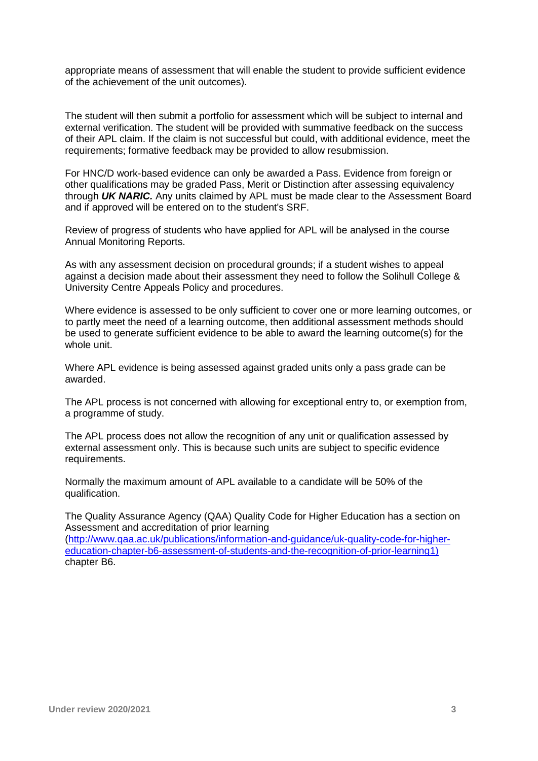appropriate means of assessment that will enable the student to provide sufficient evidence of the achievement of the unit outcomes).

The student will then submit a portfolio for assessment which will be subject to internal and external verification. The student will be provided with summative feedback on the success of their APL claim. If the claim is not successful but could, with additional evidence, meet the requirements; formative feedback may be provided to allow resubmission.

For HNC/D work-based evidence can only be awarded a Pass. Evidence from foreign or other qualifications may be graded Pass, Merit or Distinction after assessing equivalency through ***UK NARIC.*** Any units claimed by APL must be made clear to the Assessment Board and if approved will be entered on to the student's SRF.

Review of progress of students who have applied for APL will be analysed in the course Annual Monitoring Reports.

As with any assessment decision on procedural grounds; if a student wishes to appeal against a decision made about their assessment they need to follow the Solihull College & University Centre Appeals Policy and procedures.

Where evidence is assessed to be only sufficient to cover one or more learning outcomes, or to partly meet the need of a learning outcome, then additional assessment methods should be used to generate sufficient evidence to be able to award the learning outcome(s) for the whole unit.

Where APL evidence is being assessed against graded units only a pass grade can be awarded.

The APL process is not concerned with allowing for exceptional entry to, or exemption from, a programme of study.

The APL process does not allow the recognition of any unit or qualification assessed by external assessment only. This is because such units are subject to specific evidence requirements.

Normally the maximum amount of APL available to a candidate will be 50% of the qualification.

The Quality Assurance Agency (QAA) Quality Code for Higher Education has a section on Assessment and accreditation of prior learning (http://www.qaa.ac.uk/publications/information-and-guidance/uk-quality-code-for-higher-education-chapter-b6-assessment-of-students-and-the-recognition-of-prior-learning1) chapter B6.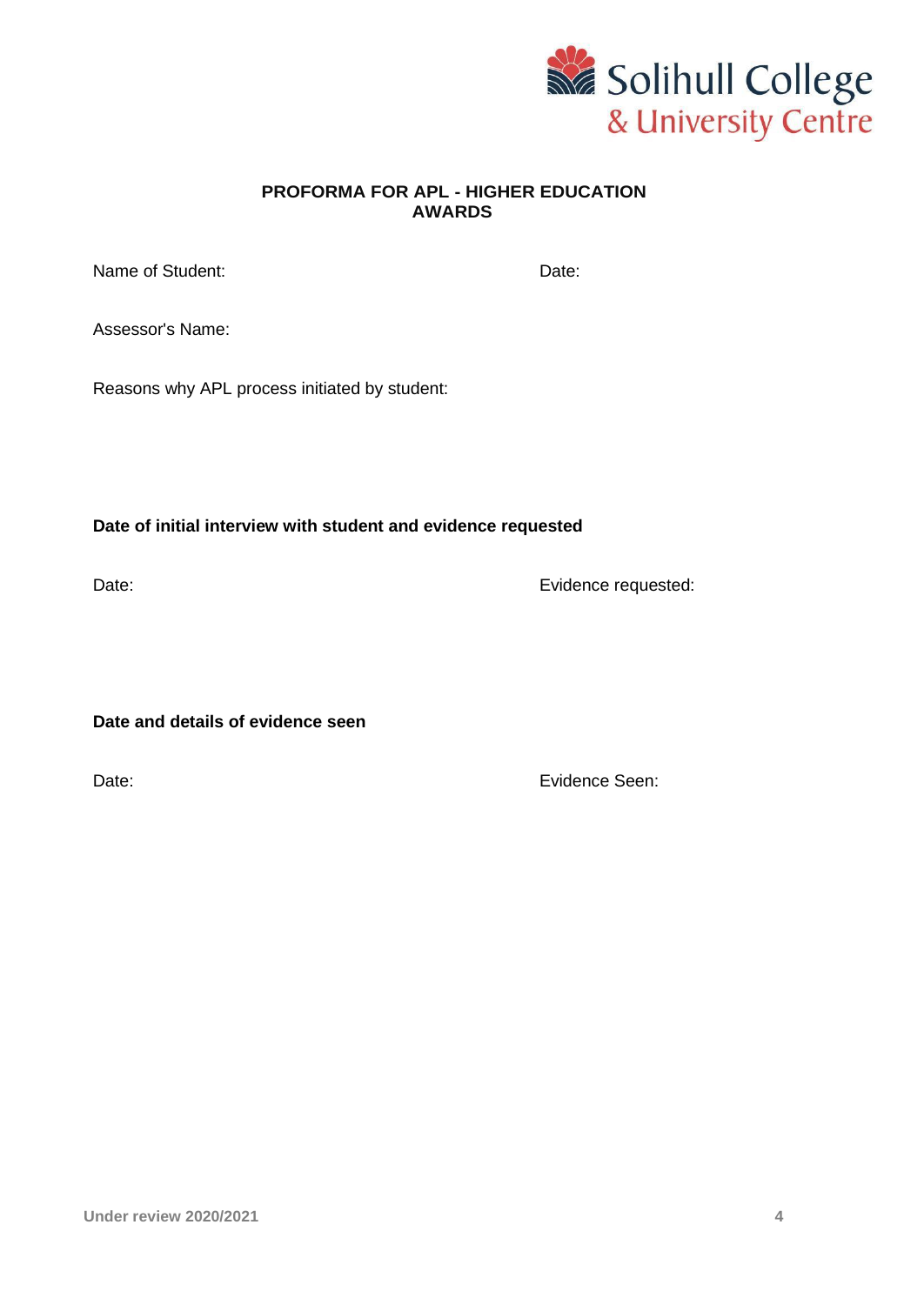**PROFORMA FOR APL - HIGHER EDUCATION AWARDS**

Name of Student:

Date:

Assessor's Name:

Reasons why APL process initiated by student:

**Date of initial interview with student and evidence requested**

Date:

Evidence requested:

**Date and details of evidence seen**

Date:

Evidence Seen:

Under review 2020/2021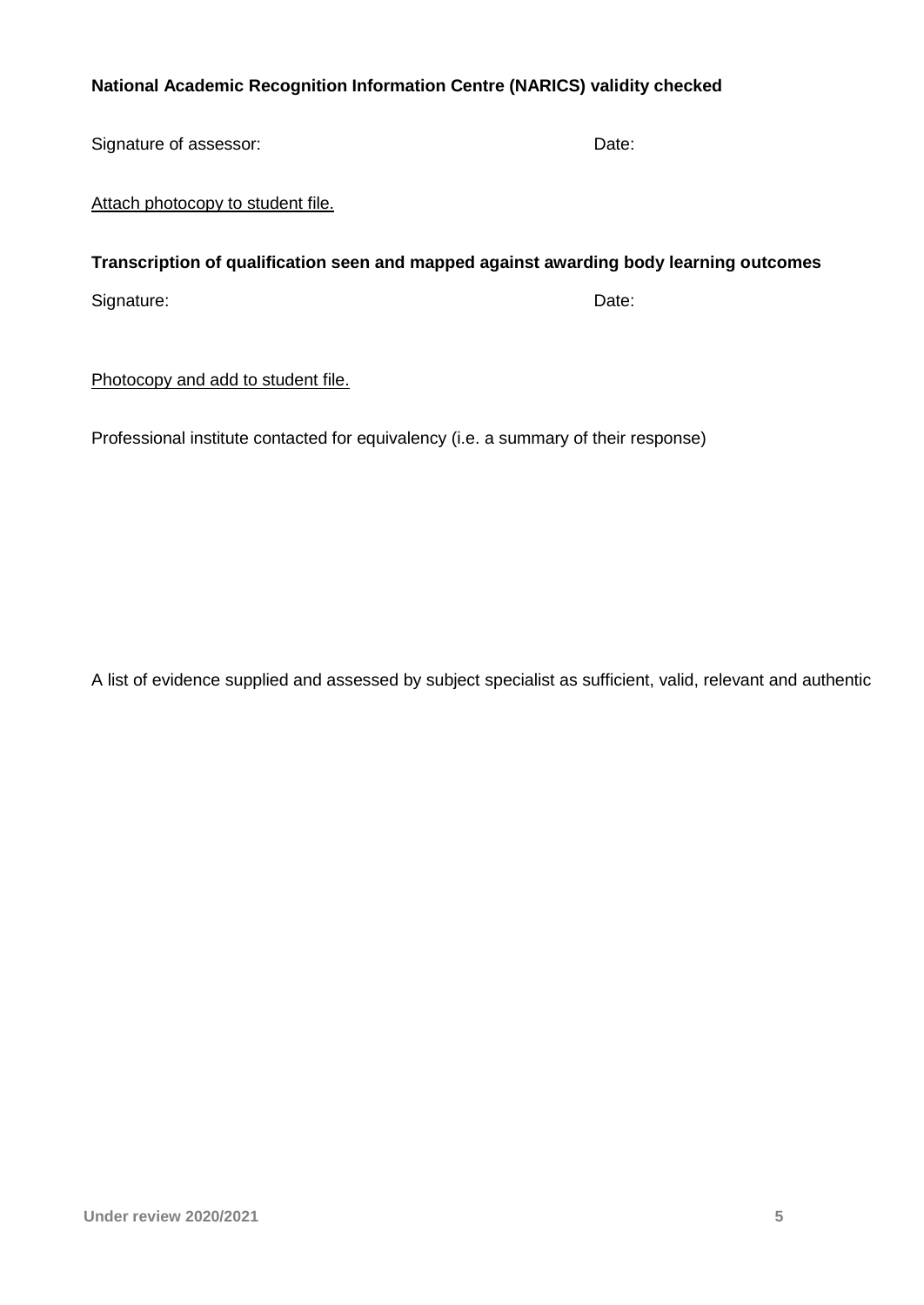**National Academic Recognition Information Centre (NARICS) validity checked**

Signature of assessor: Date:

Attach photocopy to student file.

**Transcription of qualification seen and mapped against awarding body learning outcomes**

Signature: Date:

Photocopy and add to student file.

Professional institute contacted for equivalency (i.e. a summary of their response)

A list of evidence supplied and assessed by subject specialist as sufficient, valid, relevant and authentic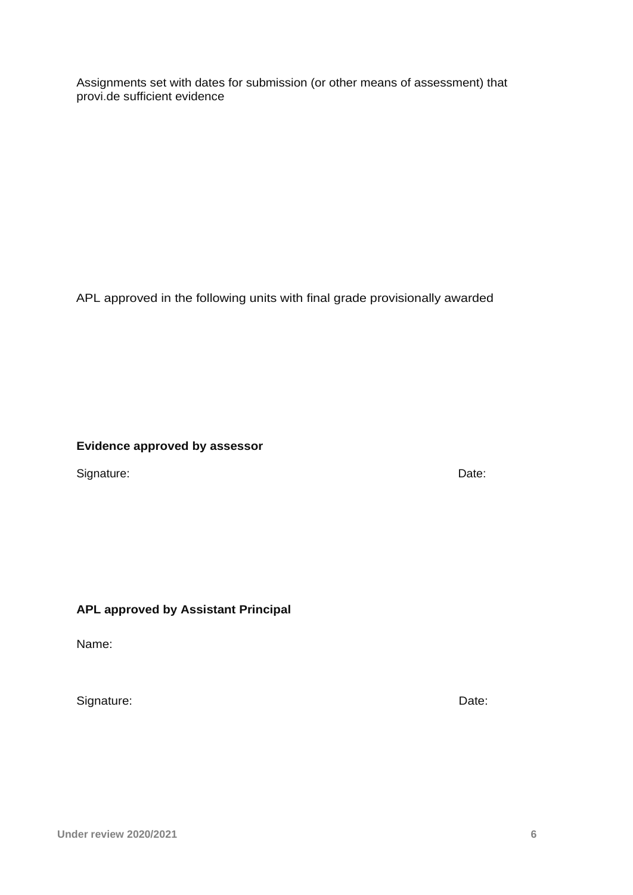Assignments set with dates for submission (or other means of assessment) that provi.de sufficient evidence

APL approved in the following units with final grade provisionally awarded

**Evidence approved by assessor**

Signature: Date:

**APL approved by Assistant Principal**

Name:

Signature: Date:

**Under review 2020/2021**